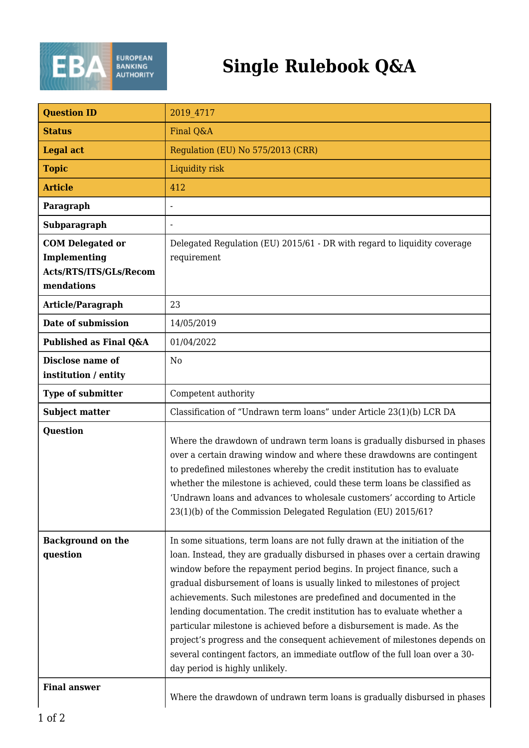# Single Rulebook Q&A

| | |
|---|---|
| **Question ID** | 2019_4717 |
| **Status** | Final Q&A |
| **Legal act** | Regulation (EU) No 575/2013 (CRR) |
| **Topic** | Liquidity risk |
| **Article** | 412 |
| **Paragraph** | - |
| **Subparagraph** | - |
| **COM Delegated or Implementing Acts/RTS/ITS/GLs/Recommendations** | Delegated Regulation (EU) 2015/61 - DR with regard to liquidity coverage requirement |
| **Article/Paragraph** | 23 |
| **Date of submission** | 14/05/2019 |
| **Published as Final Q&A** | 01/04/2022 |
| **Disclose name of institution / entity** | No |
| **Type of submitter** | Competent authority |
| **Subject matter** | Classification of "Undrawn term loans" under Article 23(1)(b) LCR DA |
| **Question** | Where the drawdown of undrawn term loans is gradually disbursed in phases over a certain drawing window and where these drawdowns are contingent to predefined milestones whereby the credit institution has to evaluate whether the milestone is achieved, could these term loans be classified as 'Undrawn loans and advances to wholesale customers' according to Article 23(1)(b) of the Commission Delegated Regulation (EU) 2015/61? |
| **Background on the question** | In some situations, term loans are not fully drawn at the initiation of the loan. Instead, they are gradually disbursed in phases over a certain drawing window before the repayment period begins. In project finance, such a gradual disbursement of loans is usually linked to milestones of project achievements. Such milestones are predefined and documented in the lending documentation. The credit institution has to evaluate whether a particular milestone is achieved before a disbursement is made. As the project's progress and the consequent achievement of milestones depends on several contingent factors, an immediate outflow of the full loan over a 30-day period is highly unlikely. |
| **Final answer** | Where the drawdown of undrawn term loans is gradually disbursed in phases |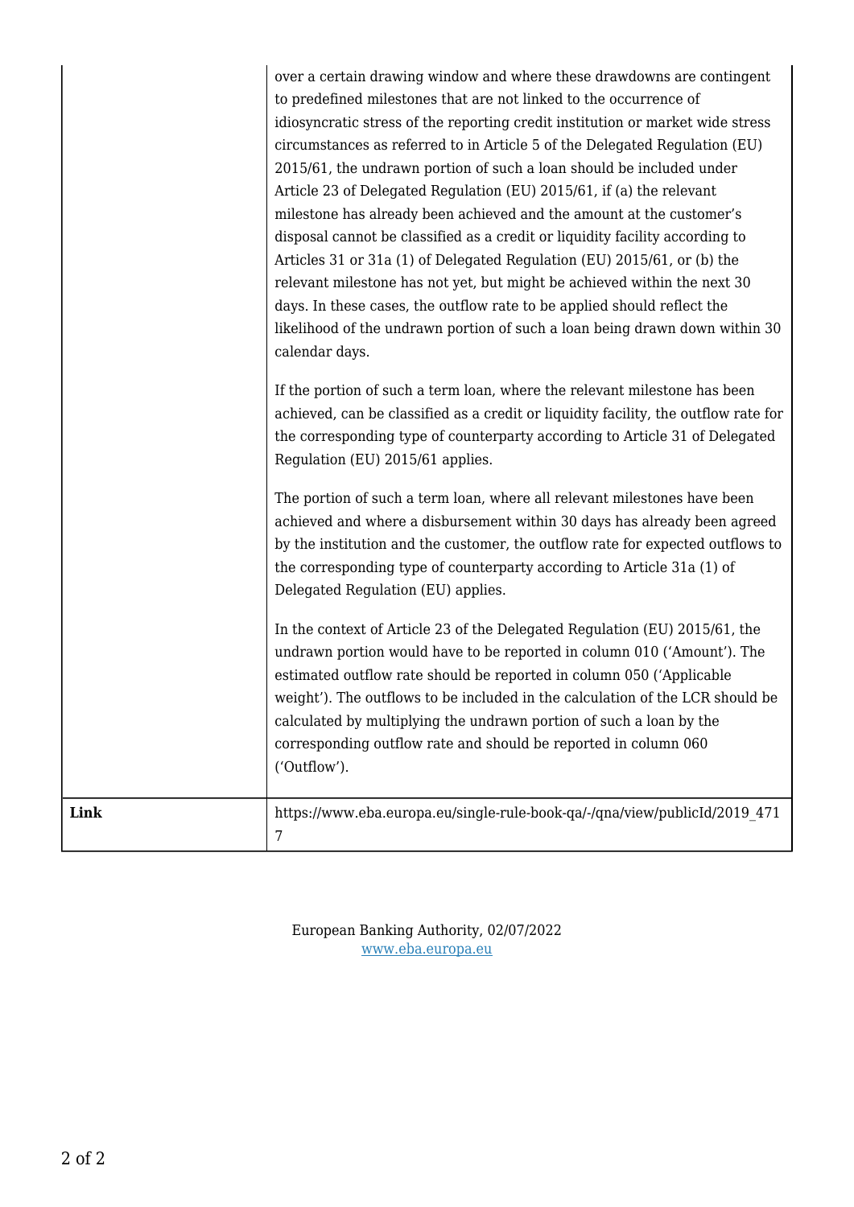| | |
|---|---|
| | over a certain drawing window and where these drawdowns are contingent to predefined milestones that are not linked to the occurrence of idiosyncratic stress of the reporting credit institution or market wide stress circumstances as referred to in Article 5 of the Delegated Regulation (EU) 2015/61, the undrawn portion of such a loan should be included under Article 23 of Delegated Regulation (EU) 2015/61, if (a) the relevant milestone has already been achieved and the amount at the customer's disposal cannot be classified as a credit or liquidity facility according to Articles 31 or 31a (1) of Delegated Regulation (EU) 2015/61, or (b) the relevant milestone has not yet, but might be achieved within the next 30 days. In these cases, the outflow rate to be applied should reflect the likelihood of the undrawn portion of such a loan being drawn down within 30 calendar days.<br><br>If the portion of such a term loan, where the relevant milestone has been achieved, can be classified as a credit or liquidity facility, the outflow rate for the corresponding type of counterparty according to Article 31 of Delegated Regulation (EU) 2015/61 applies.<br><br>The portion of such a term loan, where all relevant milestones have been achieved and where a disbursement within 30 days has already been agreed by the institution and the customer, the outflow rate for expected outflows to the corresponding type of counterparty according to Article 31a (1) of Delegated Regulation (EU) applies.<br><br>In the context of Article 23 of the Delegated Regulation (EU) 2015/61, the undrawn portion would have to be reported in column 010 ('Amount'). The estimated outflow rate should be reported in column 050 ('Applicable weight'). The outflows to be included in the calculation of the LCR should be calculated by multiplying the undrawn portion of such a loan by the corresponding outflow rate and should be reported in column 060 ('Outflow'). |
| **Link** | https://www.eba.europa.eu/single-rule-book-qa/-/qna/view/publicId/2019_4717 |

European Banking Authority, 02/07/2022
www.eba.europa.eu